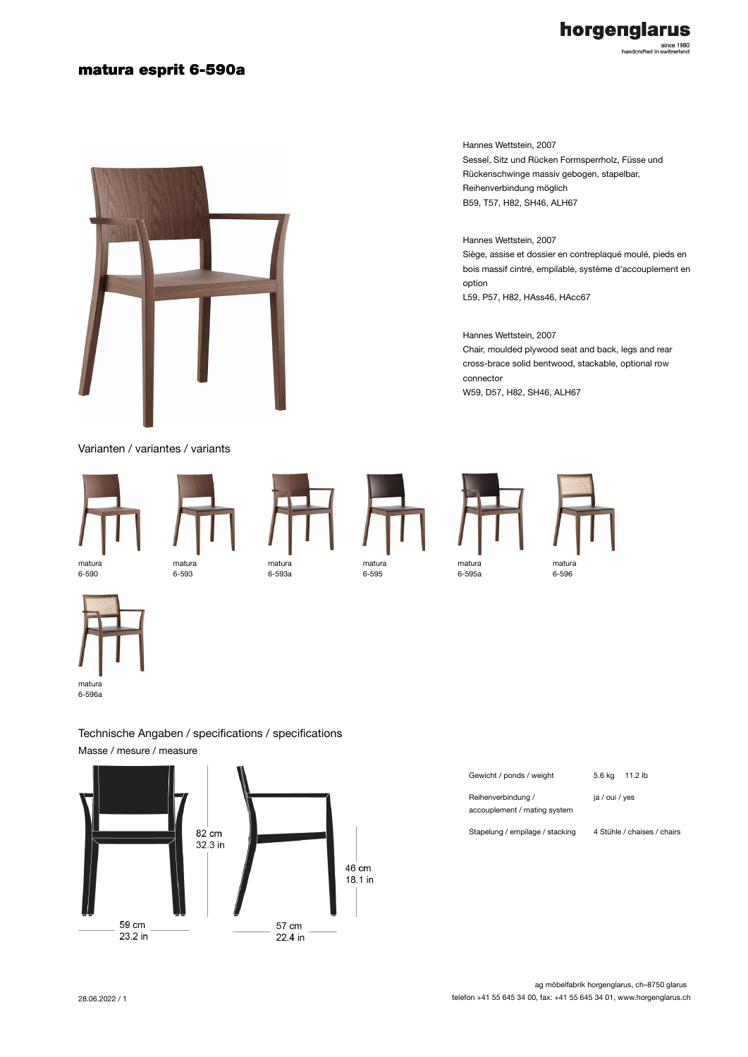# matura esprit 6-590a

Hannes Wettstein, 2007
Sessel, Sitz und Rücken Formsperrholz, Füsse und Rückenschwinge massiv gebogen, stapelbar, Reihenverbindung möglich
B59, T57, H82, SH46, ALH67

Hannes Wettstein, 2007
Siège, assise et dossier en contreplaqué moulé, pieds en bois massif cintré, empilable, système d'accouplement en option
L59, P57, H82, HAss46, HAcc67

Hannes Wettstein, 2007
Chair, moulded plywood seat and back, legs and rear cross-brace solid bentwood, stackable, optional row connector
W59, D57, H82, SH46, ALH67

## Varianten / variantes / variants

matura 6-590

matura 6-593

matura 6-593a

matura 6-595

matura 6-595a

matura 6-596

matura 6-596a

## Technische Angaben / specifications / specifications

### Masse / mesure / measure

82 cm
32.3 in

46 cm
18.1 in

59 cm
23.2 in

57 cm
22.4 in

| | | |
|---|---|---|
| Gewicht / ponds / weight | 5.6 kg | 11.2 lb |
| Reihenverbindung / accouplement / mating system | ja / oui / yes | |
| Stapelung / empilage / stacking | 4 Stühle / chaises / chairs | |

ag möbelfabrik horgenglarus, ch–8750 glarus
telefon +41 55 645 34 00, fax: +41 55 645 34 01, www.horgenglarus.ch

28.06.2022 / 1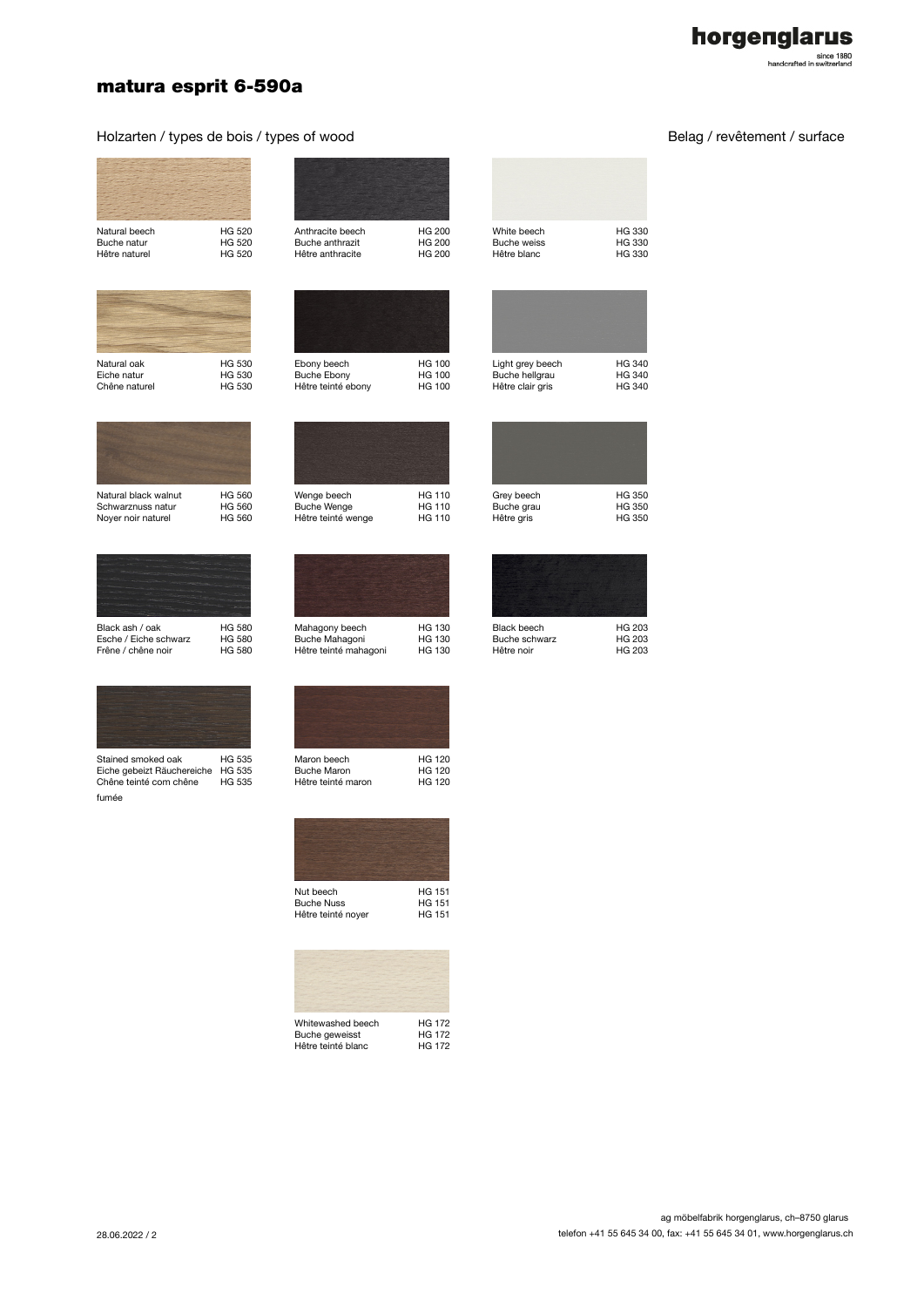# matura esprit 6-590a

## Holzarten / types de bois / types of wood

Natural beech HG 520
Buche natur HG 520
Hêtre naturel HG 520

Natural oak HG 530
Eiche natur HG 530
Chêne naturel HG 530

Natural black walnut HG 560
Schwarznuss natur HG 560
Noyer noir naturel HG 560

Black ash / oak HG 580
Esche / Eiche schwarz HG 580
Frêne / chêne noir HG 580

Stained smoked oak HG 535
Eiche gebeizt Räuchereiche HG 535
Chêne teinté com chêne fumée HG 535

Anthracite beech HG 200
Buche anthrazit HG 200
Hêtre anthracite HG 200

Ebony beech HG 100
Buche Ebony HG 100
Hêtre teinté ebony HG 100

Wenge beech HG 110
Buche Wenge HG 110
Hêtre teinté wenge HG 110

Mahagony beech HG 130
Buche Mahagoni HG 130
Hêtre teinté mahagoni HG 130

Maron beech HG 120
Buche Maron HG 120
Hêtre teinté maron HG 120

Nut beech HG 151
Buche Nuss HG 151
Hêtre teinté noyer HG 151

Whitewashed beech HG 172
Buche geweisst HG 172
Hêtre teinté blanc HG 172

White beech HG 330
Buche weiss HG 330
Hêtre blanc HG 330

Light grey beech HG 340
Buche hellgrau HG 340
Hêtre clair gris HG 340

Grey beech HG 350
Buche grau HG 350
Hêtre gris HG 350

Black beech HG 203
Buche schwarz HG 203
Hêtre noir HG 203

## Belag / revêtement / surface

28.06.2022 / 2

ag möbelfabrik horgenglarus, ch–8750 glarus
telefon +41 55 645 34 00, fax: +41 55 645 34 01, www.horgenglarus.ch